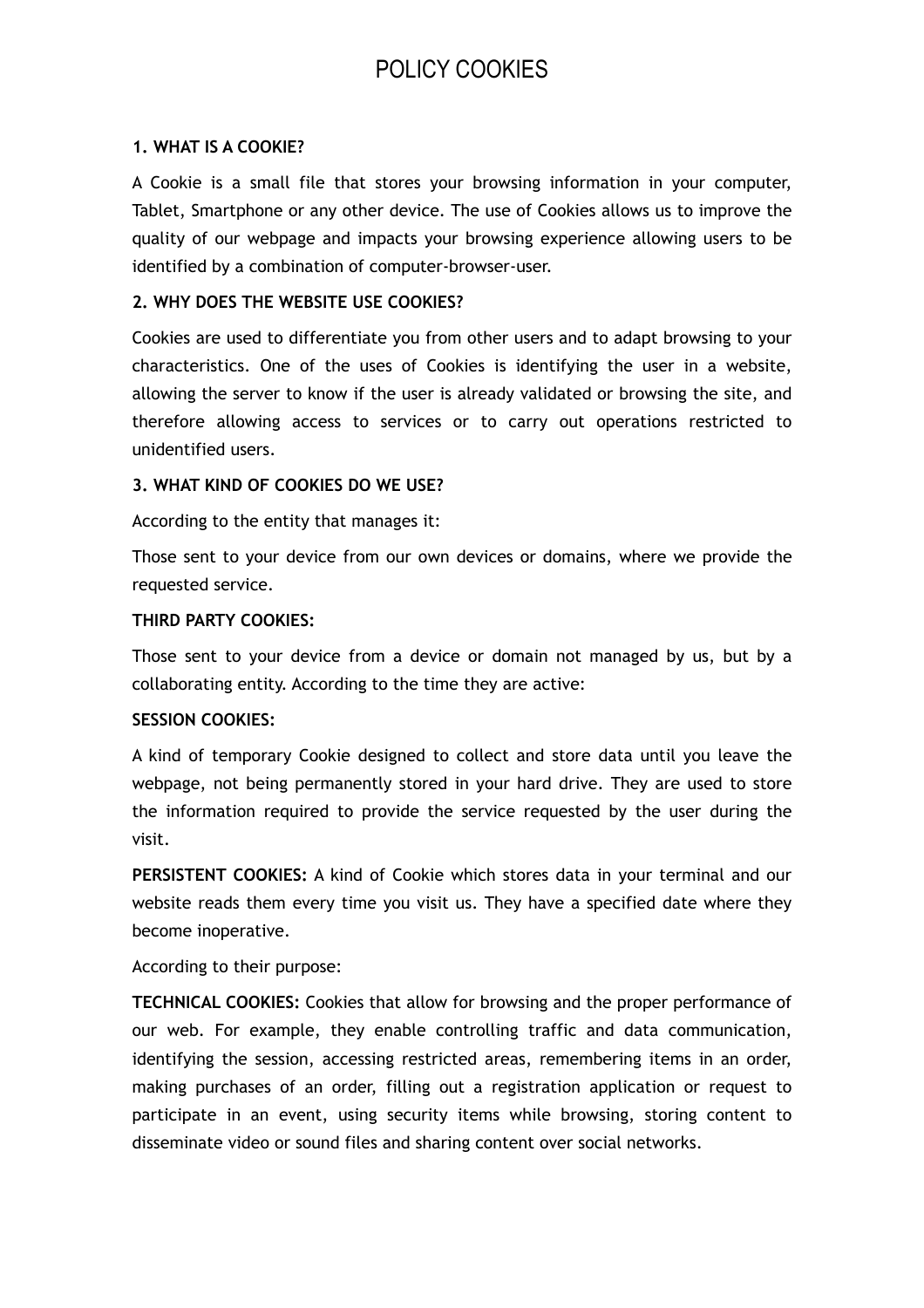# POLICY COOKIES

**1. WHAT IS A COOKIE?**

A Cookie is a small file that stores your browsing information in your computer, Tablet, Smartphone or any other device. The use of Cookies allows us to improve the quality of our webpage and impacts your browsing experience allowing users to be identified by a combination of computer-browser-user.

**2. WHY DOES THE WEBSITE USE COOKIES?**

Cookies are used to differentiate you from other users and to adapt browsing to your characteristics. One of the uses of Cookies is identifying the user in a website, allowing the server to know if the user is already validated or browsing the site, and therefore allowing access to services or to carry out operations restricted to unidentified users.

**3. WHAT KIND OF COOKIES DO WE USE?**

According to the entity that manages it:

Those sent to your device from our own devices or domains, where we provide the requested service.

**THIRD PARTY COOKIES:**

Those sent to your device from a device or domain not managed by us, but by a collaborating entity. According to the time they are active:

**SESSION COOKIES:**

A kind of temporary Cookie designed to collect and store data until you leave the webpage, not being permanently stored in your hard drive. They are used to store the information required to provide the service requested by the user during the visit.

**PERSISTENT COOKIES:** A kind of Cookie which stores data in your terminal and our website reads them every time you visit us. They have a specified date where they become inoperative.

According to their purpose:

**TECHNICAL COOKIES:** Cookies that allow for browsing and the proper performance of our web. For example, they enable controlling traffic and data communication, identifying the session, accessing restricted areas, remembering items in an order, making purchases of an order, filling out a registration application or request to participate in an event, using security items while browsing, storing content to disseminate video or sound files and sharing content over social networks.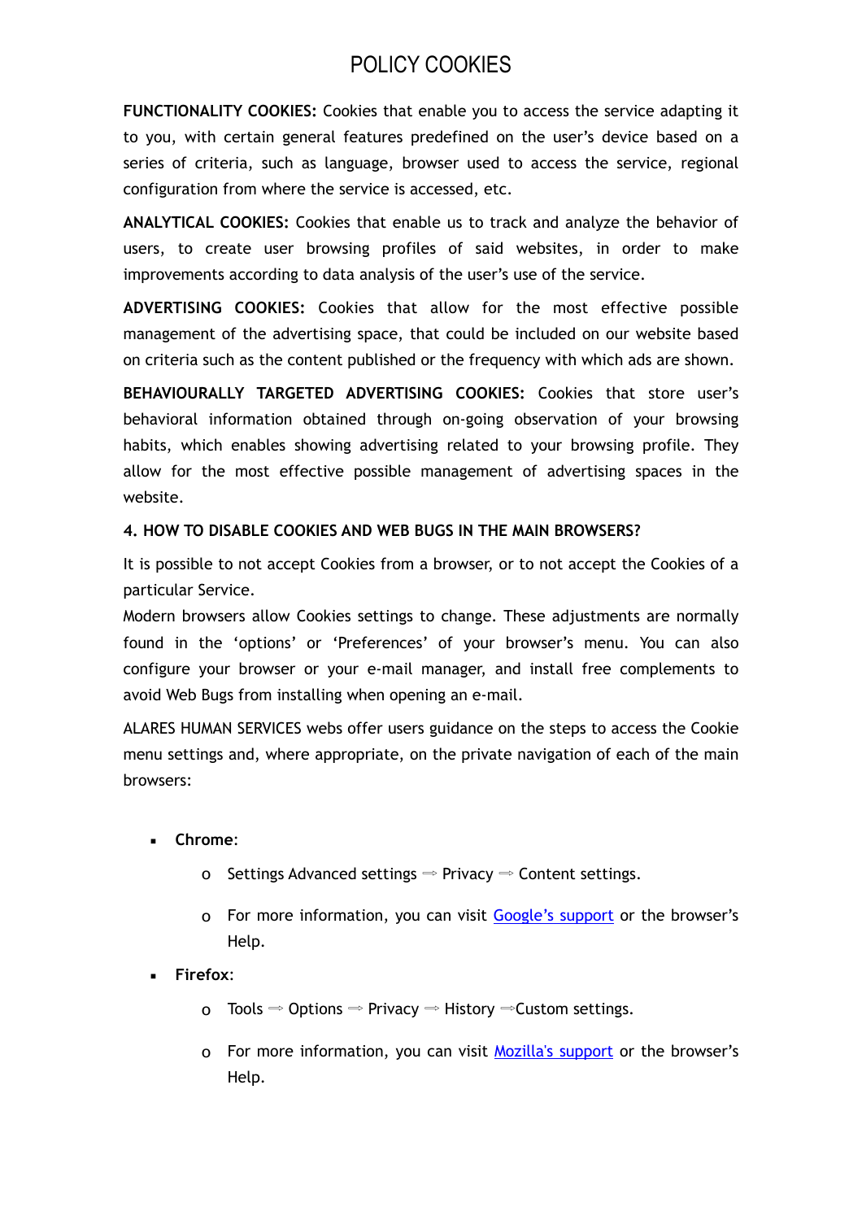# POLICY COOKIES

**FUNCTIONALITY COOKIES:** Cookies that enable you to access the service adapting it to you, with certain general features predefined on the user's device based on a series of criteria, such as language, browser used to access the service, regional configuration from where the service is accessed, etc.

**ANALYTICAL COOKIES:** Cookies that enable us to track and analyze the behavior of users, to create user browsing profiles of said websites, in order to make improvements according to data analysis of the user's use of the service.

**ADVERTISING COOKIES:** Cookies that allow for the most effective possible management of the advertising space, that could be included on our website based on criteria such as the content published or the frequency with which ads are shown.

**BEHAVIOURALLY TARGETED ADVERTISING COOKIES:** Cookies that store user's behavioral information obtained through on-going observation of your browsing habits, which enables showing advertising related to your browsing profile. They allow for the most effective possible management of advertising spaces in the website.

**4. HOW TO DISABLE COOKIES AND WEB BUGS IN THE MAIN BROWSERS?**

It is possible to not accept Cookies from a browser, or to not accept the Cookies of a particular Service.
Modern browsers allow Cookies settings to change. These adjustments are normally found in the 'options' or 'Preferences' of your browser's menu. You can also configure your browser or your e-mail manager, and install free complements to avoid Web Bugs from installing when opening an e-mail.

ALARES HUMAN SERVICES webs offer users guidance on the steps to access the Cookie menu settings and, where appropriate, on the private navigation of each of the main browsers:

- **Chrome**:
  - Settings Advanced settings ⇒ Privacy ⇒ Content settings.
  - For more information, you can visit Google's support or the browser's Help.
- **Firefox**:
  - Tools ⇒ Options ⇒ Privacy ⇒ History ⇒Custom settings.
  - For more information, you can visit Mozilla's support or the browser's Help.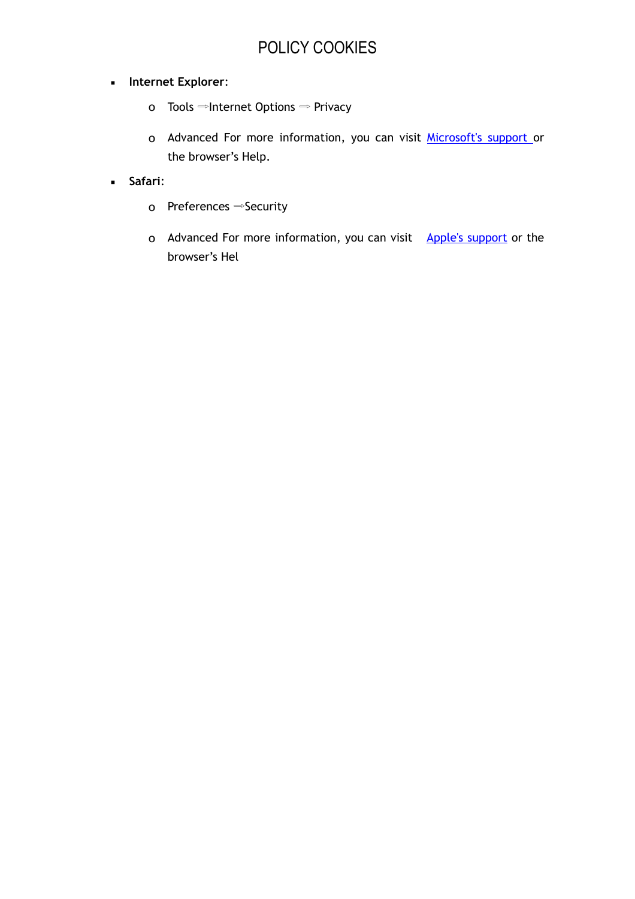# POLICY COOKIES

- **Internet Explorer**:
  - Tools ⇨Internet Options ⇨ Privacy
  - Advanced For more information, you can visit Microsoft's support or the browser's Help.
- **Safari**:
  - Preferences ⇨Security
  - Advanced For more information, you can visit Apple's support or the browser's Hel